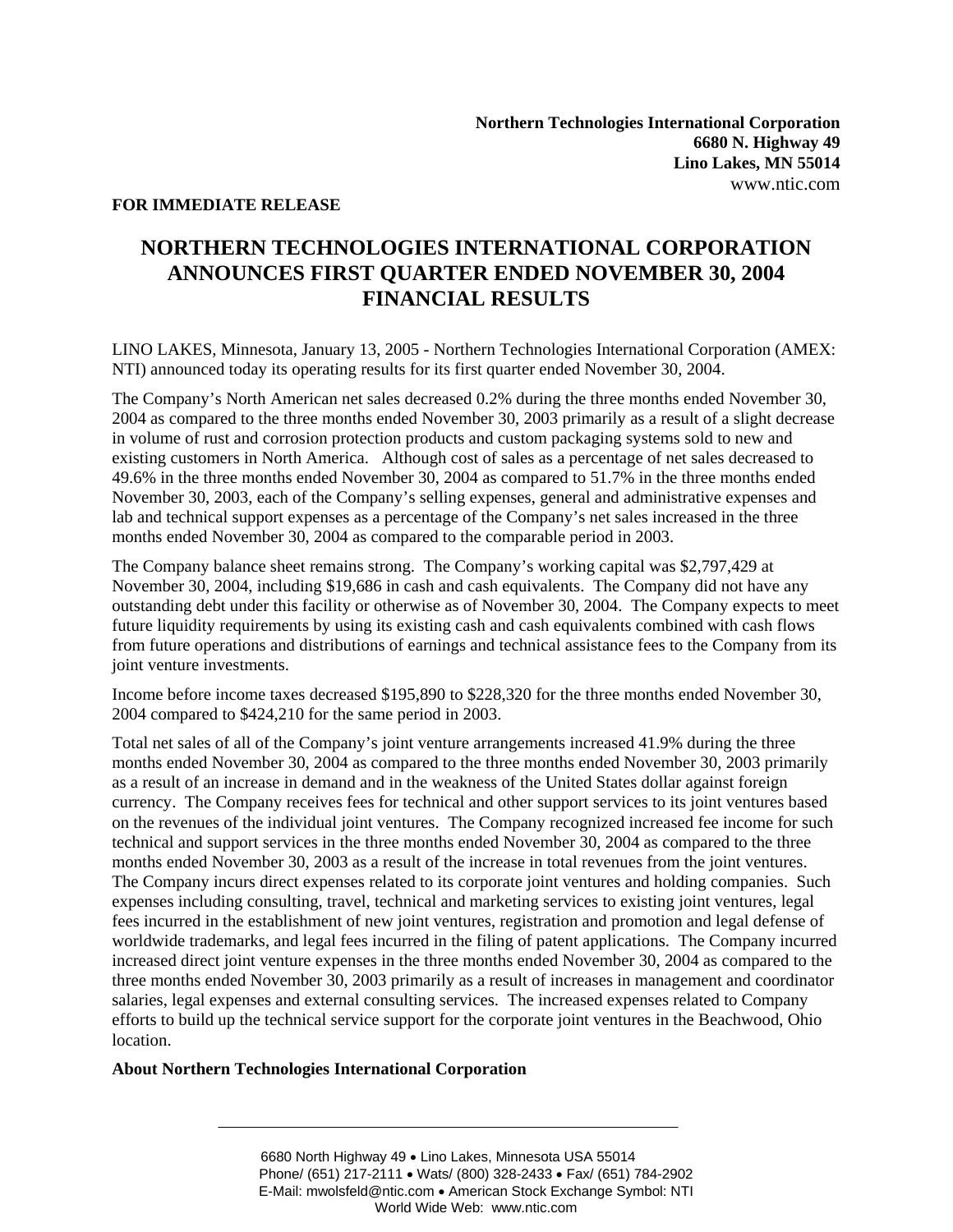**Northern Technologies International Corporation**
**6680 N. Highway 49**
**Lino Lakes, MN 55014**
www.ntic.com

**FOR IMMEDIATE RELEASE**

# NORTHERN TECHNOLOGIES INTERNATIONAL CORPORATION ANNOUNCES FIRST QUARTER ENDED NOVEMBER 30, 2004 FINANCIAL RESULTS

LINO LAKES, Minnesota, January 13, 2005 - Northern Technologies International Corporation (AMEX: NTI) announced today its operating results for its first quarter ended November 30, 2004.

The Company's North American net sales decreased 0.2% during the three months ended November 30, 2004 as compared to the three months ended November 30, 2003 primarily as a result of a slight decrease in volume of rust and corrosion protection products and custom packaging systems sold to new and existing customers in North America. Although cost of sales as a percentage of net sales decreased to 49.6% in the three months ended November 30, 2004 as compared to 51.7% in the three months ended November 30, 2003, each of the Company's selling expenses, general and administrative expenses and lab and technical support expenses as a percentage of the Company's net sales increased in the three months ended November 30, 2004 as compared to the comparable period in 2003.

The Company balance sheet remains strong. The Company's working capital was $2,797,429 at November 30, 2004, including $19,686 in cash and cash equivalents. The Company did not have any outstanding debt under this facility or otherwise as of November 30, 2004. The Company expects to meet future liquidity requirements by using its existing cash and cash equivalents combined with cash flows from future operations and distributions of earnings and technical assistance fees to the Company from its joint venture investments.

Income before income taxes decreased $195,890 to $228,320 for the three months ended November 30, 2004 compared to $424,210 for the same period in 2003.

Total net sales of all of the Company's joint venture arrangements increased 41.9% during the three months ended November 30, 2004 as compared to the three months ended November 30, 2003 primarily as a result of an increase in demand and in the weakness of the United States dollar against foreign currency. The Company receives fees for technical and other support services to its joint ventures based on the revenues of the individual joint ventures. The Company recognized increased fee income for such technical and support services in the three months ended November 30, 2004 as compared to the three months ended November 30, 2003 as a result of the increase in total revenues from the joint ventures. The Company incurs direct expenses related to its corporate joint ventures and holding companies. Such expenses including consulting, travel, technical and marketing services to existing joint ventures, legal fees incurred in the establishment of new joint ventures, registration and promotion and legal defense of worldwide trademarks, and legal fees incurred in the filing of patent applications. The Company incurred increased direct joint venture expenses in the three months ended November 30, 2004 as compared to the three months ended November 30, 2003 primarily as a result of increases in management and coordinator salaries, legal expenses and external consulting services. The increased expenses related to Company efforts to build up the technical service support for the corporate joint ventures in the Beachwood, Ohio location.

**About Northern Technologies International Corporation**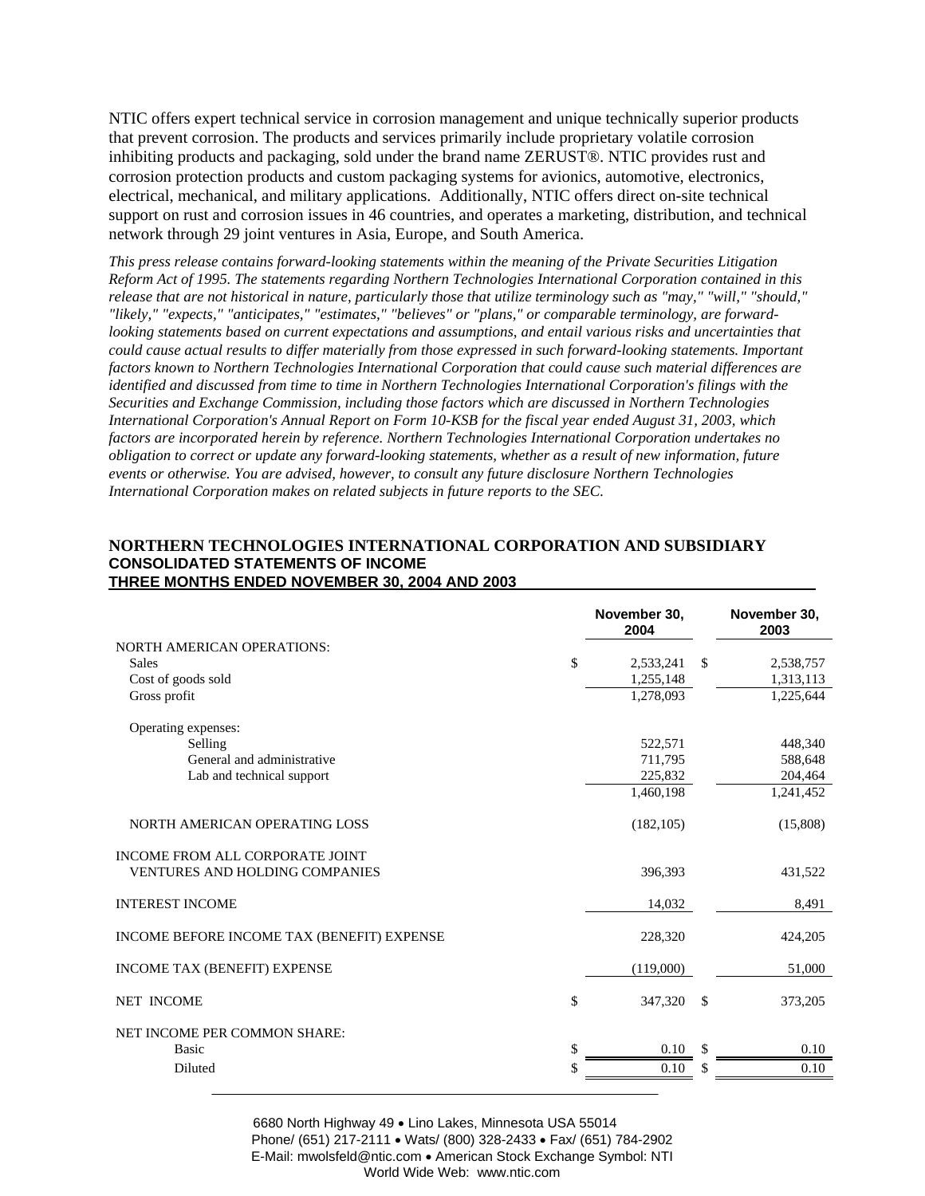NTIC offers expert technical service in corrosion management and unique technically superior products that prevent corrosion. The products and services primarily include proprietary volatile corrosion inhibiting products and packaging, sold under the brand name ZERUST®. NTIC provides rust and corrosion protection products and custom packaging systems for avionics, automotive, electronics, electrical, mechanical, and military applications. Additionally, NTIC offers direct on-site technical support on rust and corrosion issues in 46 countries, and operates a marketing, distribution, and technical network through 29 joint ventures in Asia, Europe, and South America.

*This press release contains forward-looking statements within the meaning of the Private Securities Litigation Reform Act of 1995. The statements regarding Northern Technologies International Corporation contained in this release that are not historical in nature, particularly those that utilize terminology such as "may," "will," "should," "likely," "expects," "anticipates," "estimates," "believes" or "plans," or comparable terminology, are forward-looking statements based on current expectations and assumptions, and entail various risks and uncertainties that could cause actual results to differ materially from those expressed in such forward-looking statements. Important factors known to Northern Technologies International Corporation that could cause such material differences are identified and discussed from time to time in Northern Technologies International Corporation's filings with the Securities and Exchange Commission, including those factors which are discussed in Northern Technologies International Corporation's Annual Report on Form 10-KSB for the fiscal year ended August 31, 2003, which factors are incorporated herein by reference. Northern Technologies International Corporation undertakes no obligation to correct or update any forward-looking statements, whether as a result of new information, future events or otherwise. You are advised, however, to consult any future disclosure Northern Technologies International Corporation makes on related subjects in future reports to the SEC.*

**NORTHERN TECHNOLOGIES INTERNATIONAL CORPORATION AND SUBSIDIARY**
**CONSOLIDATED STATEMENTS OF INCOME**
**THREE MONTHS ENDED NOVEMBER 30, 2004 AND 2003**

| | November 30, 2004 | November 30, 2003 |
|---|---|---|
| NORTH AMERICAN OPERATIONS: | | |
| Sales | $ 2,533,241 | $ 2,538,757 |
| Cost of goods sold | 1,255,148 | 1,313,113 |
| Gross profit | 1,278,093 | 1,225,644 |
| Operating expenses: | | |
| Selling | 522,571 | 448,340 |
| General and administrative | 711,795 | 588,648 |
| Lab and technical support | 225,832 | 204,464 |
| | 1,460,198 | 1,241,452 |
| NORTH AMERICAN OPERATING LOSS | (182,105) | (15,808) |
| INCOME FROM ALL CORPORATE JOINT VENTURES AND HOLDING COMPANIES | 396,393 | 431,522 |
| INTEREST INCOME | 14,032 | 8,491 |
| INCOME BEFORE INCOME TAX (BENEFIT) EXPENSE | 228,320 | 424,205 |
| INCOME TAX (BENEFIT) EXPENSE | (119,000) | 51,000 |
| NET INCOME | $ 347,320 | $ 373,205 |
| NET INCOME PER COMMON SHARE: | | |
| Basic | $ 0.10 | $ 0.10 |
| Diluted | $ 0.10 | $ 0.10 |

6680 North Highway 49 • Lino Lakes, Minnesota USA 55014
Phone/ (651) 217-2111 • Wats/ (800) 328-2433 • Fax/ (651) 784-2902
E-Mail: mwolsfeld@ntic.com • American Stock Exchange Symbol: NTI
World Wide Web: www.ntic.com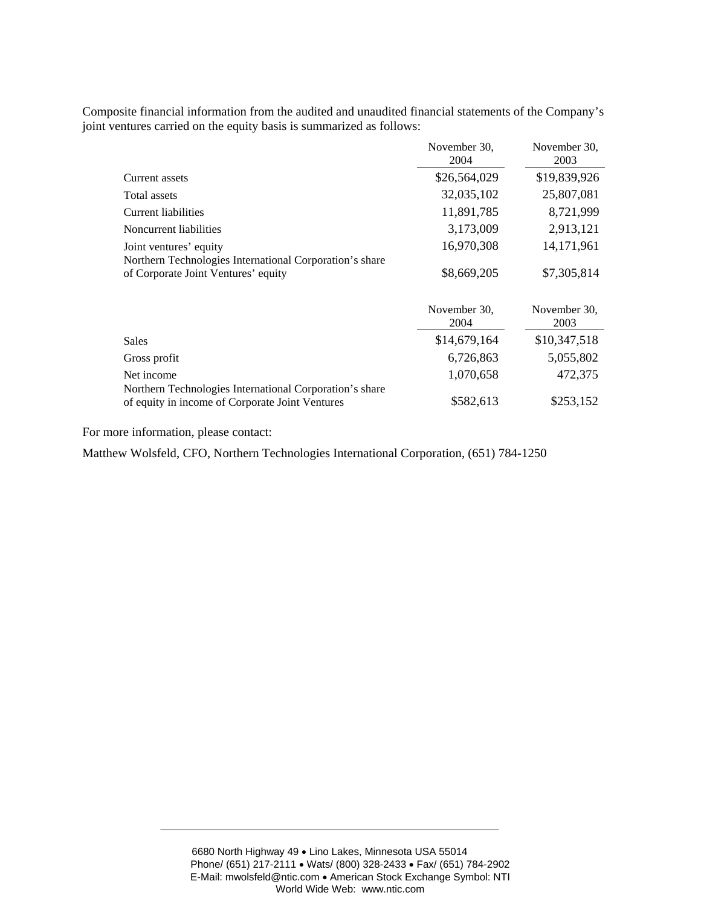Composite financial information from the audited and unaudited financial statements of the Company's joint ventures carried on the equity basis is summarized as follows:

| | November 30, 2004 | November 30, 2003 |
|---|---|---|
| Current assets | $26,564,029 | $19,839,926 |
| Total assets | 32,035,102 | 25,807,081 |
| Current liabilities | 11,891,785 | 8,721,999 |
| Noncurrent liabilities | 3,173,009 | 2,913,121 |
| Joint ventures' equity | 16,970,308 | 14,171,961 |
| Northern Technologies International Corporation's share of Corporate Joint Ventures' equity | $8,669,205 | $7,305,814 |

| | November 30, 2004 | November 30, 2003 |
|---|---|---|
| Sales | $14,679,164 | $10,347,518 |
| Gross profit | 6,726,863 | 5,055,802 |
| Net income | 1,070,658 | 472,375 |
| Northern Technologies International Corporation's share of equity in income of Corporate Joint Ventures | $582,613 | $253,152 |

For more information, please contact:

Matthew Wolsfeld, CFO, Northern Technologies International Corporation, (651) 784-1250

6680 North Highway 49 • Lino Lakes, Minnesota USA 55014
Phone/ (651) 217-2111 • Wats/ (800) 328-2433 • Fax/ (651) 784-2902
E-Mail: mwolsfeld@ntic.com • American Stock Exchange Symbol: NTI
World Wide Web: www.ntic.com